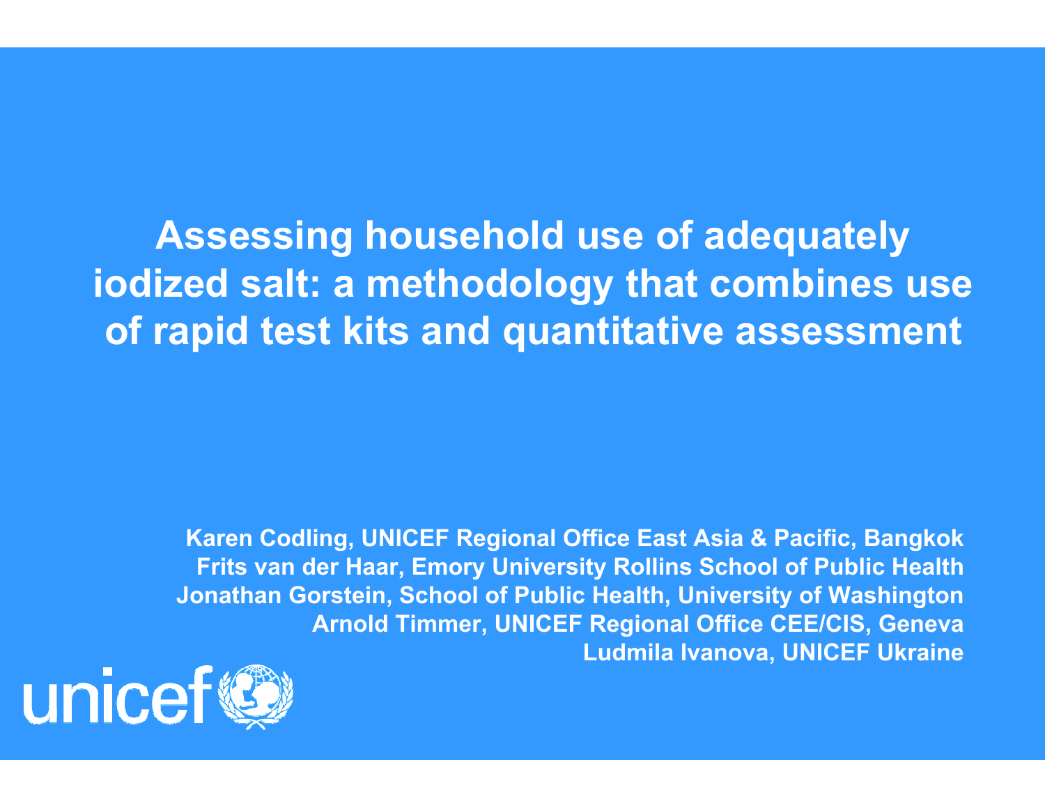# Assessing household use of adequately iodized salt: a methodology that combines use of rapid test kits and quantitative assessment

**Karen Codling, UNICEF Regional Office East Asia & Pacific, Bangkok**
**Frits van der Haar, Emory University Rollins School of Public Health**
**Jonathan Gorstein, School of Public Health, University of Washington**
**Arnold Timmer, UNICEF Regional Office CEE/CIS, Geneva**
**Ludmila Ivanova, UNICEF Ukraine**

unicef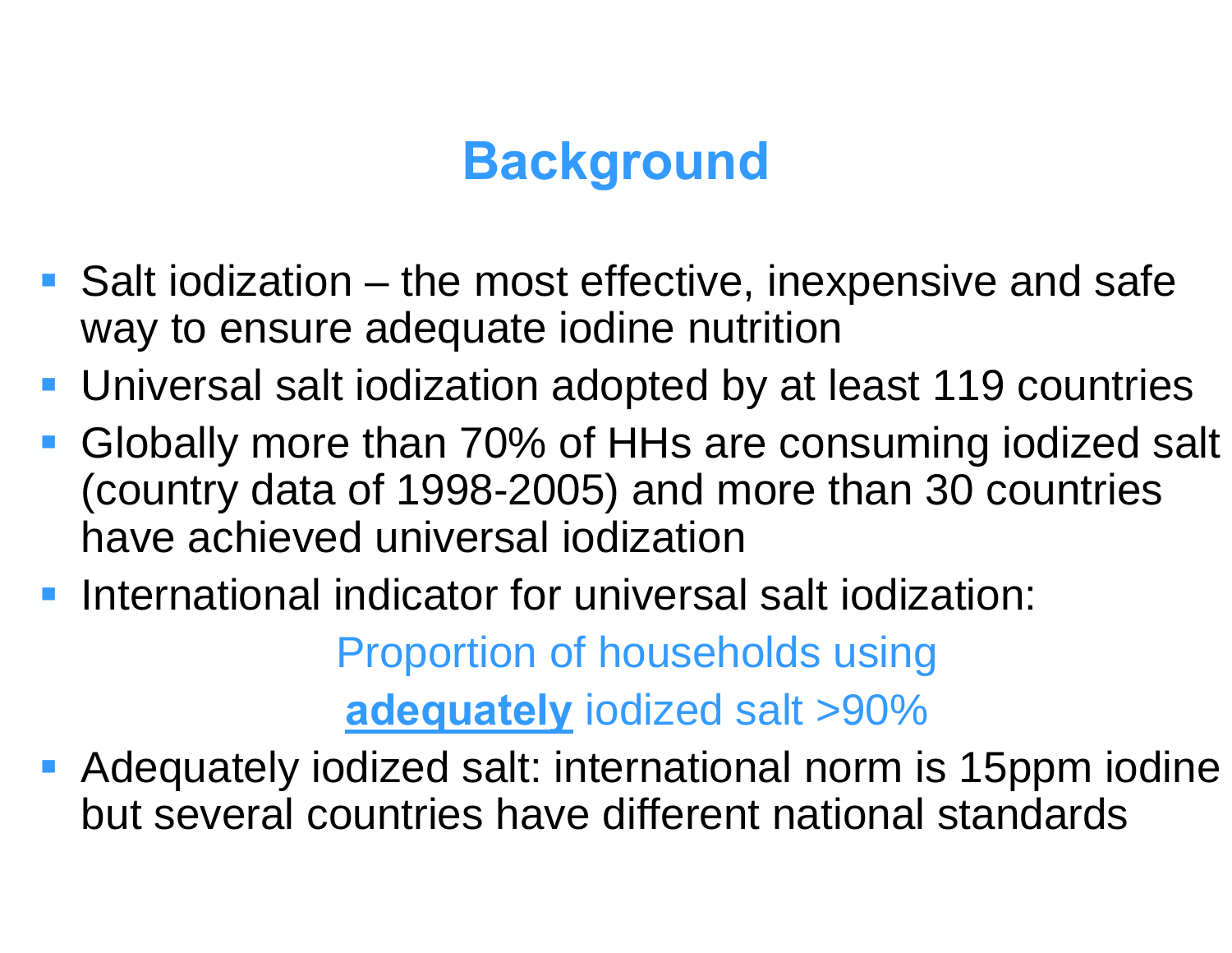# Background

- Salt iodization – the most effective, inexpensive and safe way to ensure adequate iodine nutrition
- Universal salt iodization adopted by at least 119 countries
- Globally more than 70% of HHs are consuming iodized salt (country data of 1998-2005) and more than 30 countries have achieved universal iodization
- International indicator for universal salt iodization:

  Proportion of households using

  **adequately** iodized salt >90%

- Adequately iodized salt: international norm is 15ppm iodine but several countries have different national standards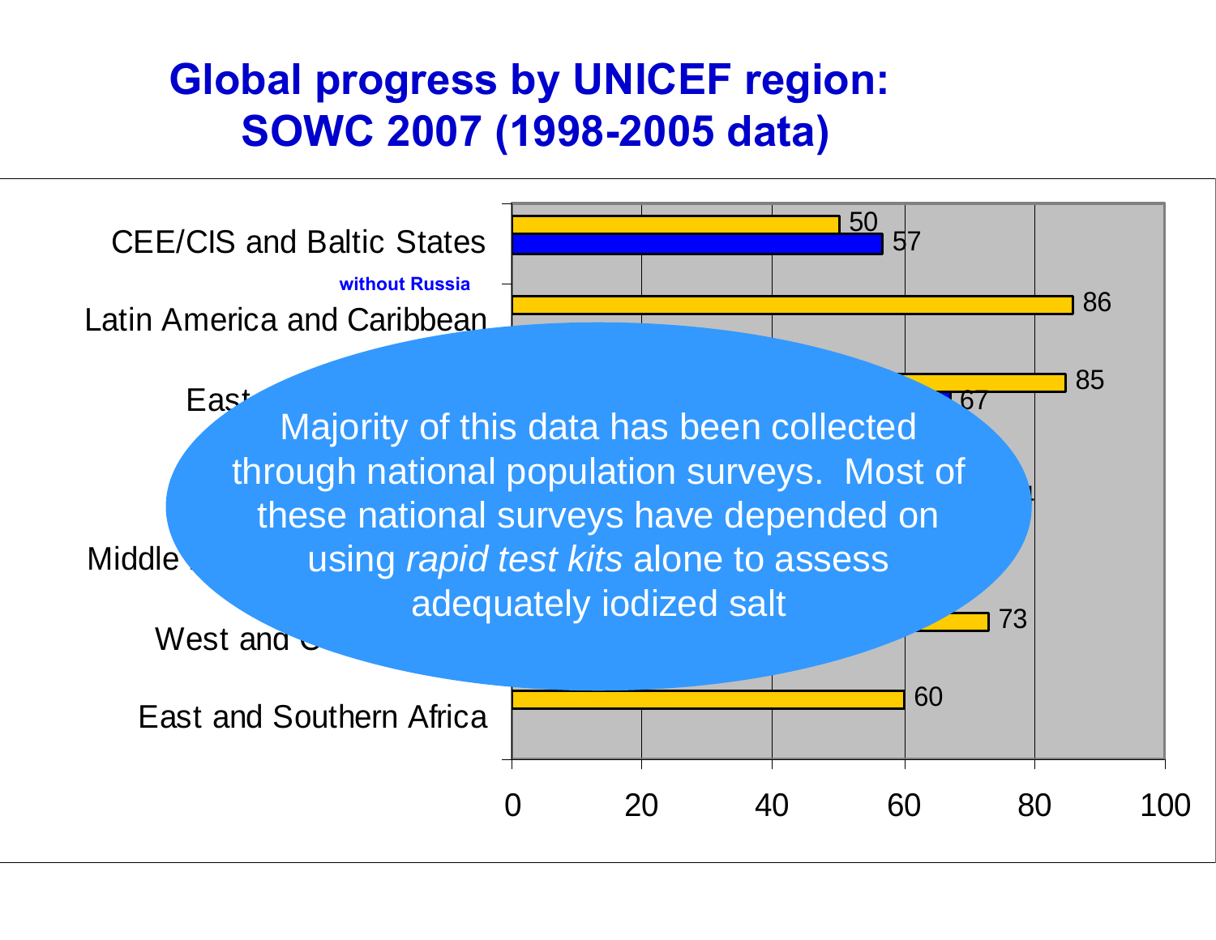# Global progress by UNICEF region: SOWC 2007 (1998-2005 data)

| Region | Value | Value (without Russia) |
|---|---|---|
| CEE/CIS and Baltic States | 50 | 57 |
| Latin America and Caribbean | 86 | |
| East... | 85 | 67 |
| Middle ... | | |
| West and C... | 73 | |
| East and Southern Africa | 60 | |

without Russia

Majority of this data has been collected through national population surveys. Most of these national surveys have depended on using *rapid test kits* alone to assess adequately iodized salt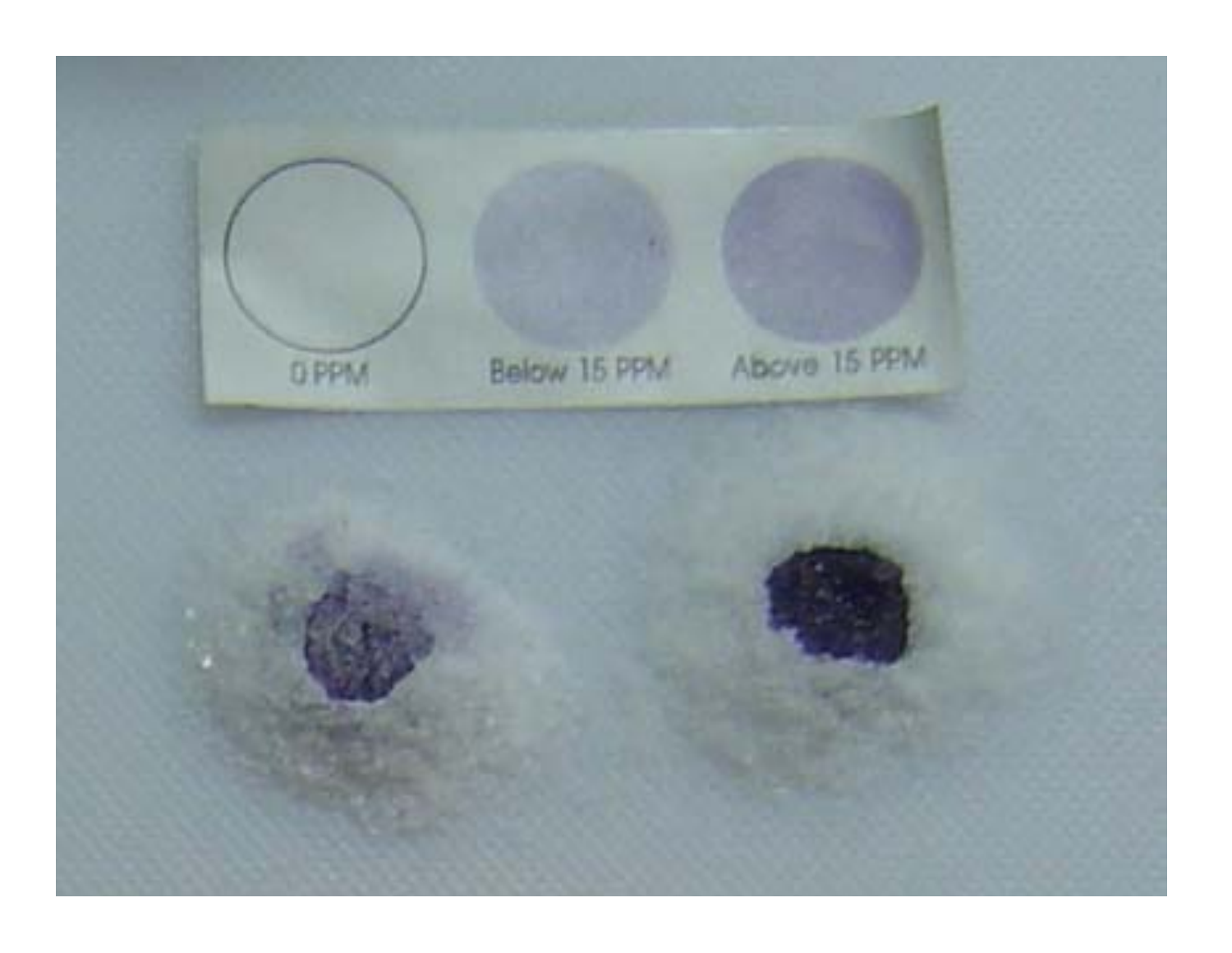0 PPM

Below 15 PPM

Above 15 PPM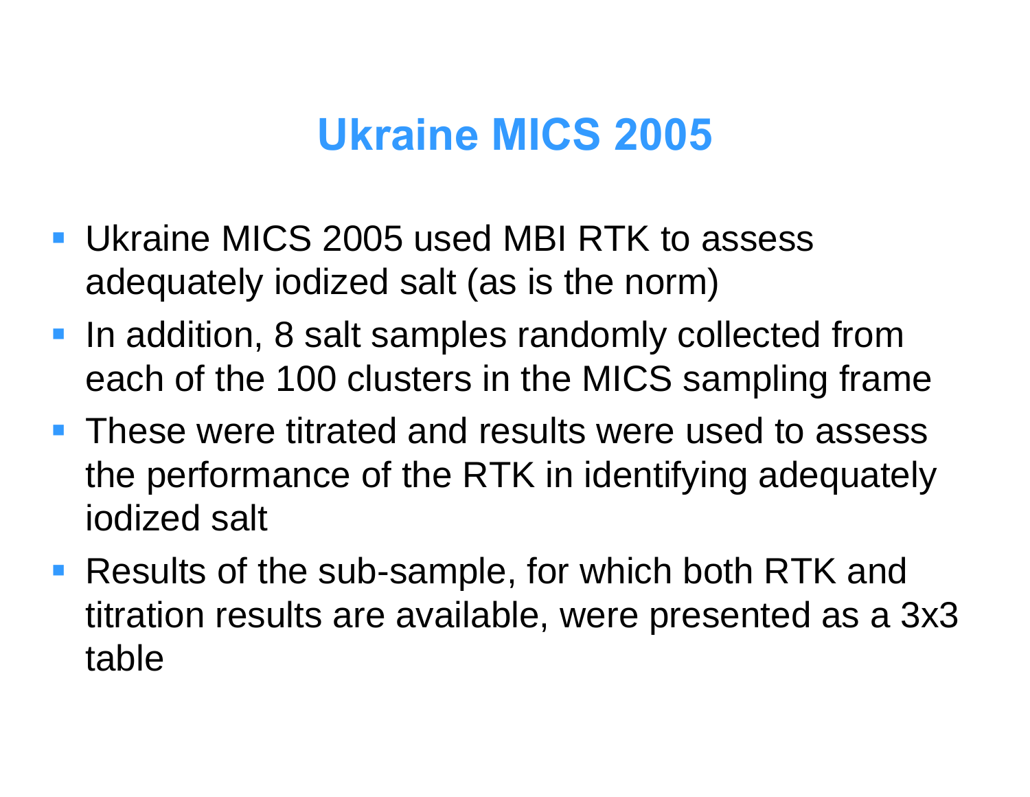# Ukraine MICS 2005

- Ukraine MICS 2005 used MBI RTK to assess adequately iodized salt (as is the norm)
- In addition, 8 salt samples randomly collected from each of the 100 clusters in the MICS sampling frame
- These were titrated and results were used to assess the performance of the RTK in identifying adequately iodized salt
- Results of the sub-sample, for which both RTK and titration results are available, were presented as a 3x3 table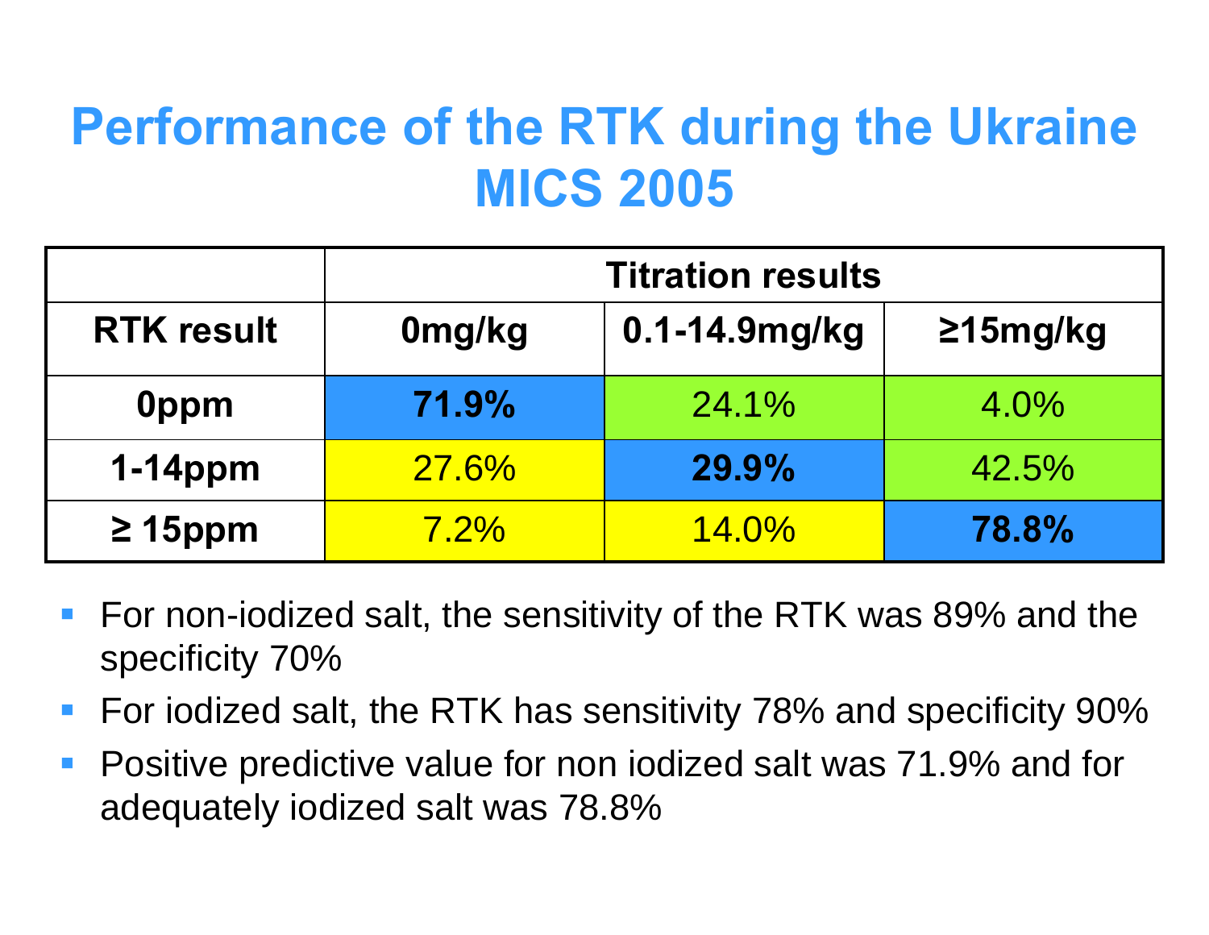# Performance of the RTK during the Ukraine MICS 2005

| | Titration results | | |
|---|---|---|---|
| **RTK result** | **0mg/kg** | **0.1-14.9mg/kg** | **≥15mg/kg** |
| **0ppm** | **71.9%** | 24.1% | 4.0% |
| **1-14ppm** | 27.6% | **29.9%** | 42.5% |
| **≥ 15ppm** | 7.2% | 14.0% | **78.8%** |

- For non-iodized salt, the sensitivity of the RTK was 89% and the specificity 70%
- For iodized salt, the RTK has sensitivity 78% and specificity 90%
- Positive predictive value for non iodized salt was 71.9% and for adequately iodized salt was 78.8%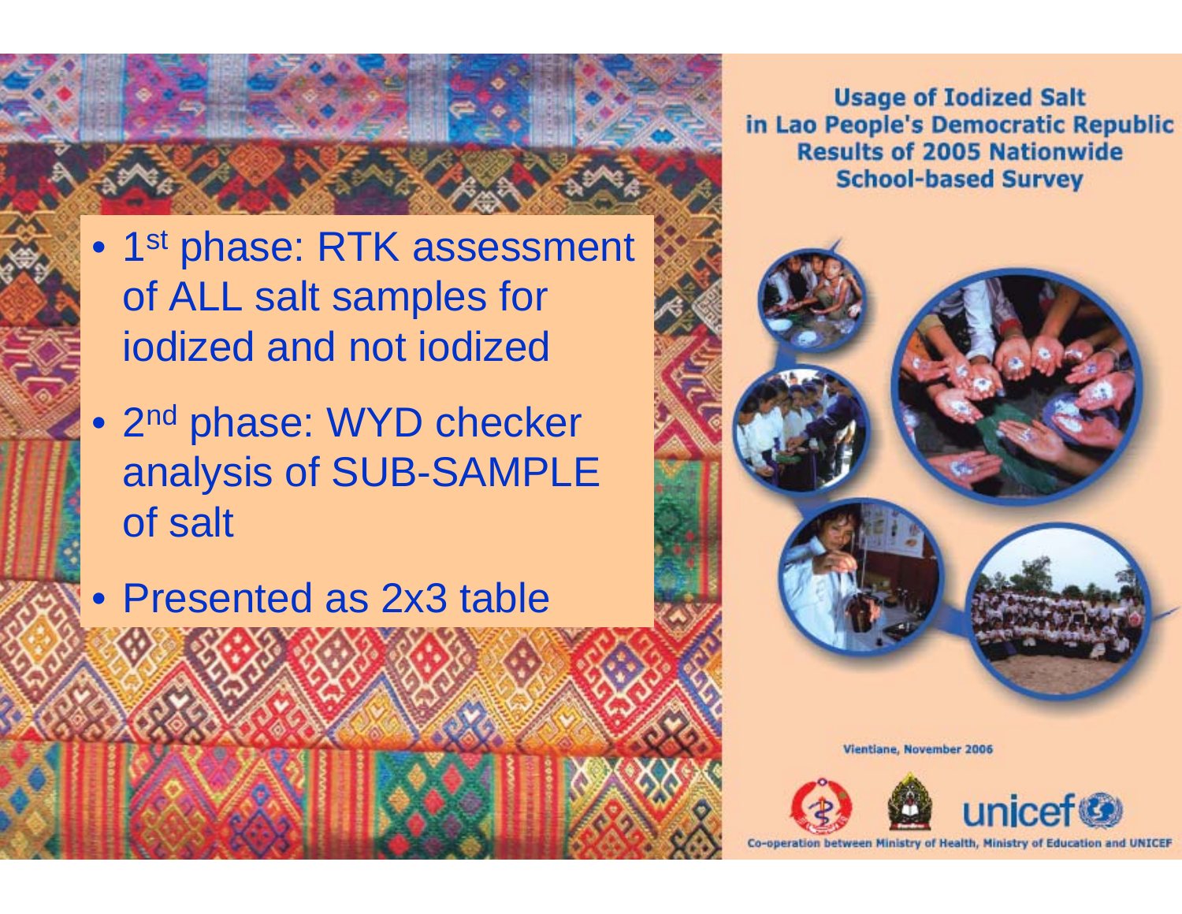- 1st phase: RTK assessment of ALL salt samples for iodized and not iodized
- 2nd phase: WYD checker analysis of SUB-SAMPLE of salt
- Presented as 2x3 table

**Usage of Iodized Salt in Lao People's Democratic Republic Results of 2005 Nationwide School-based Survey**

Vientiane, November 2006

unicef

Co-operation between Ministry of Health, Ministry of Education and UNICEF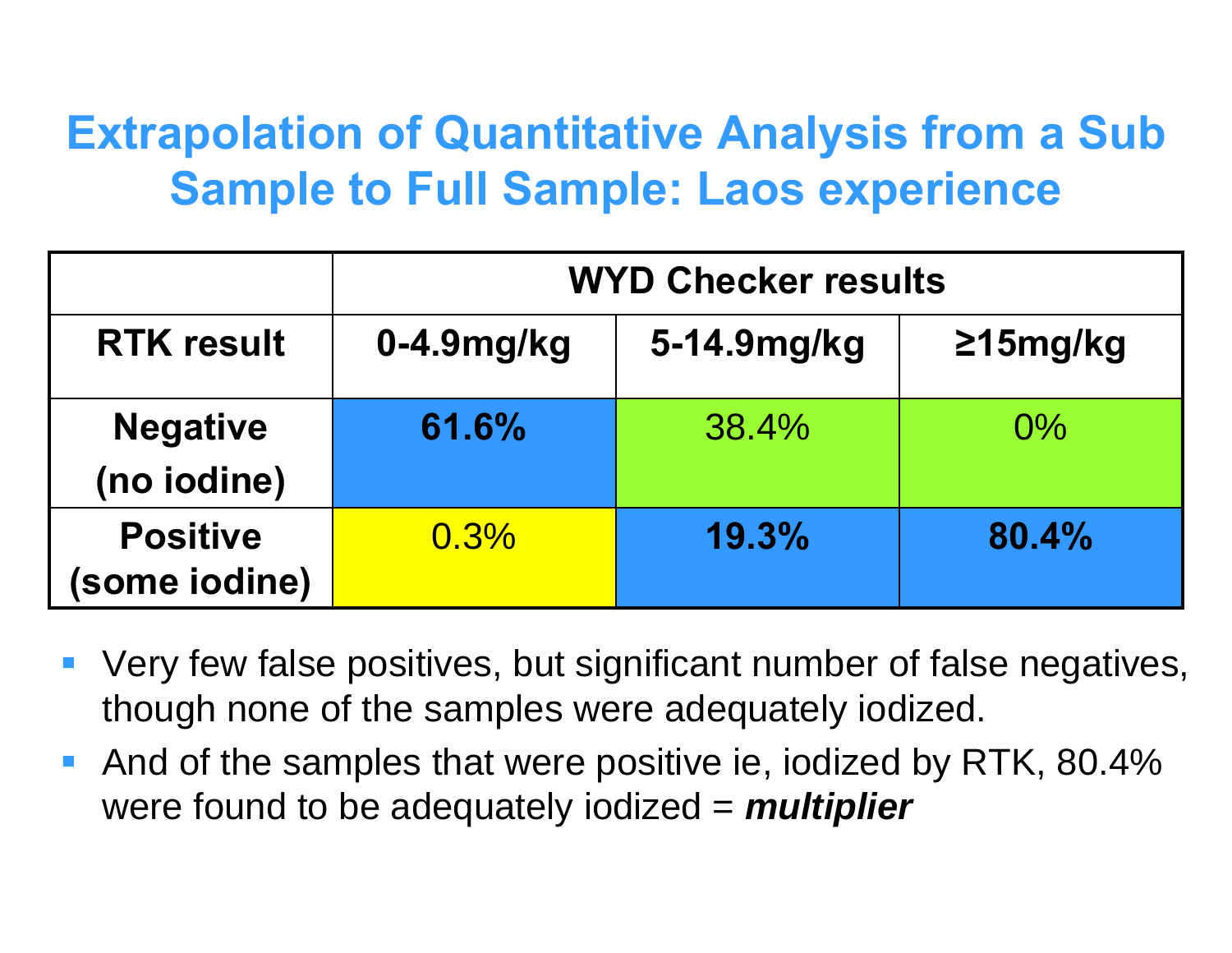# Extrapolation of Quantitative Analysis from a Sub Sample to Full Sample: Laos experience

| | WYD Checker results | | |
|---|---|---|---|
| **RTK result** | **0-4.9mg/kg** | **5-14.9mg/kg** | **≥15mg/kg** |
| **Negative (no iodine)** | **61.6%** | 38.4% | 0% |
| **Positive (some iodine)** | 0.3% | **19.3%** | **80.4%** |

- Very few false positives, but significant number of false negatives, though none of the samples were adequately iodized.
- And of the samples that were positive ie, iodized by RTK, 80.4% were found to be adequately iodized = ***multiplier***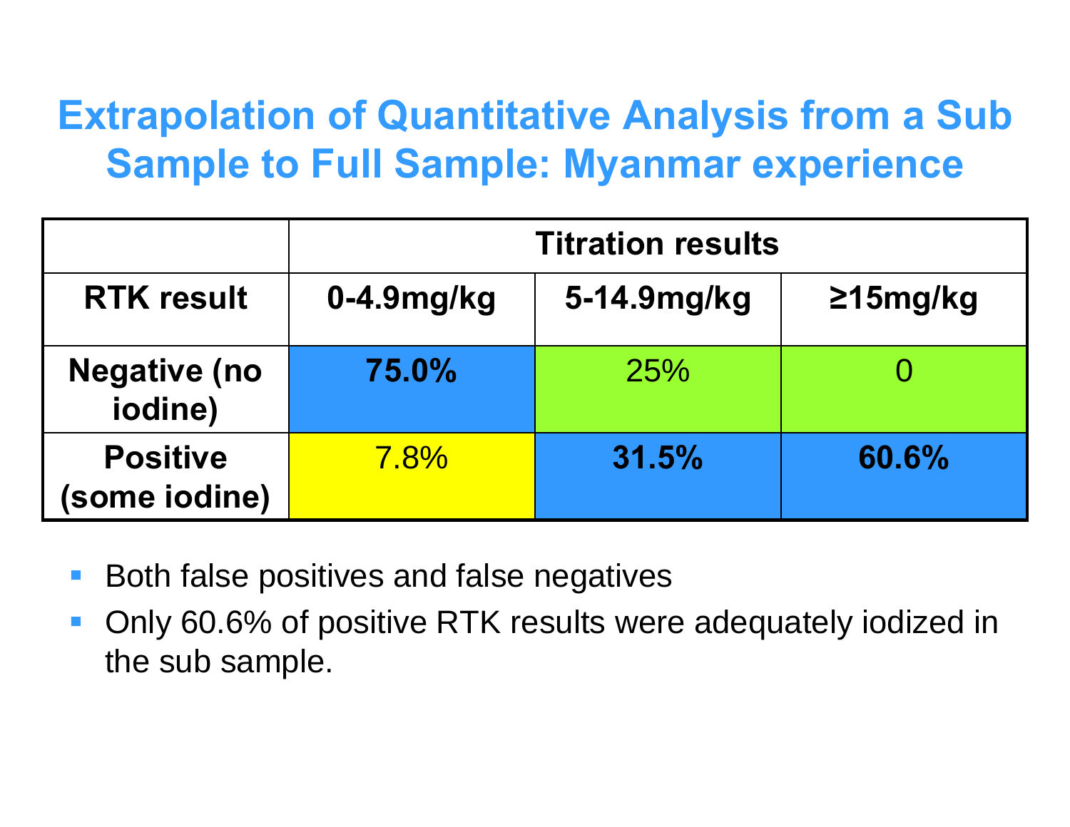# Extrapolation of Quantitative Analysis from a Sub Sample to Full Sample: Myanmar experience

| | Titration results | | |
|---|---|---|---|
| **RTK result** | **0-4.9mg/kg** | **5-14.9mg/kg** | **≥15mg/kg** |
| **Negative (no iodine)** | **75.0%** | 25% | 0 |
| **Positive (some iodine)** | 7.8% | **31.5%** | **60.6%** |

- Both false positives and false negatives
- Only 60.6% of positive RTK results were adequately iodized in the sub sample.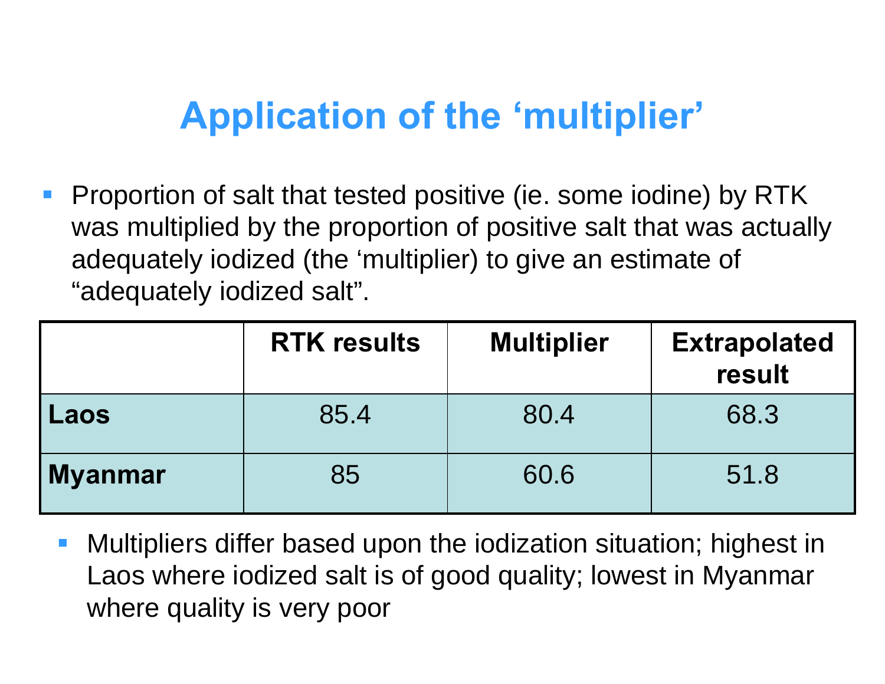# Application of the ‘multiplier’

- Proportion of salt that tested positive (ie. some iodine) by RTK was multiplied by the proportion of positive salt that was actually adequately iodized (the ‘multiplier) to give an estimate of “adequately iodized salt”.

| | RTK results | Multiplier | Extrapolated result |
|---|---|---|---|
| **Laos** | 85.4 | 80.4 | 68.3 |
| **Myanmar** | 85 | 60.6 | 51.8 |

- Multipliers differ based upon the iodization situation; highest in Laos where iodized salt is of good quality; lowest in Myanmar where quality is very poor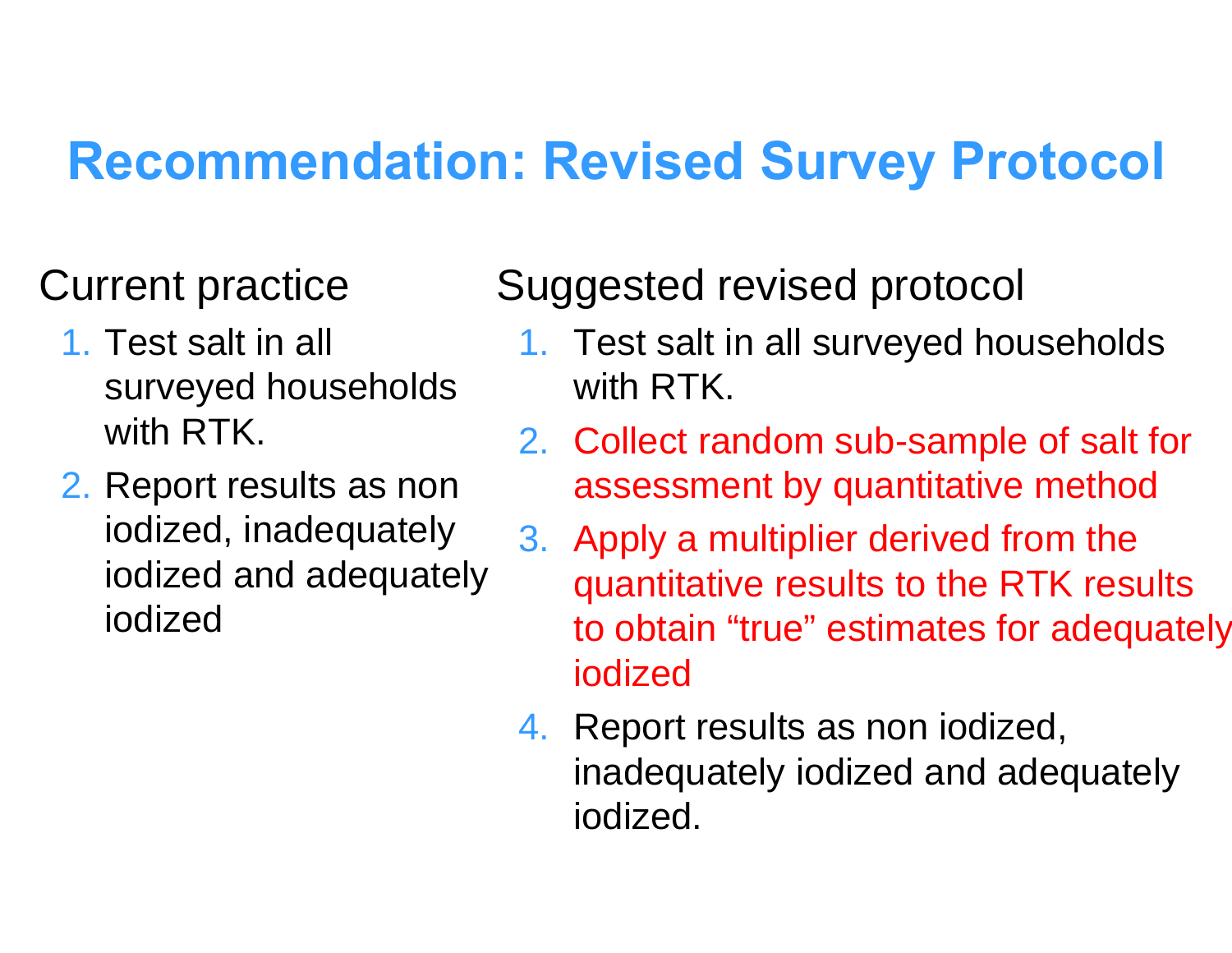# Recommendation: Revised Survey Protocol

## Current practice

1. Test salt in all surveyed households with RTK.
2. Report results as non iodized, inadequately iodized and adequately iodized

## Suggested revised protocol

1. Test salt in all surveyed households with RTK.
2. Collect random sub-sample of salt for assessment by quantitative method
3. Apply a multiplier derived from the quantitative results to the RTK results to obtain "true" estimates for adequately iodized
4. Report results as non iodized, inadequately iodized and adequately iodized.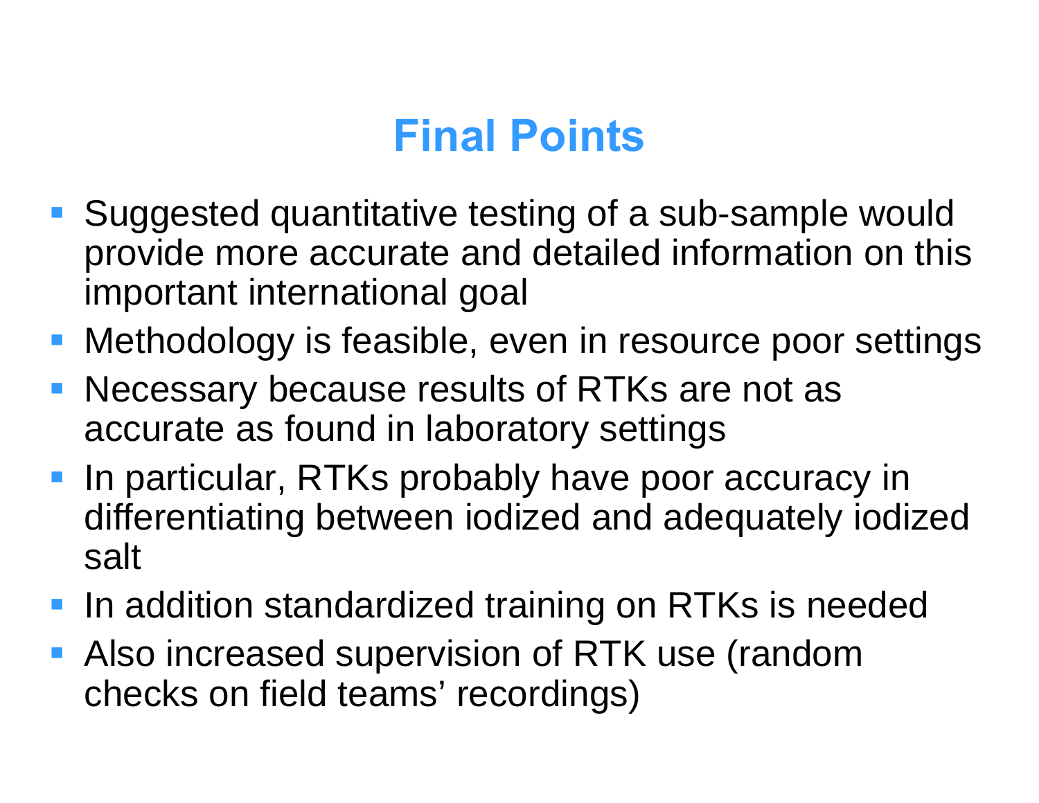# Final Points

- Suggested quantitative testing of a sub-sample would provide more accurate and detailed information on this important international goal
- Methodology is feasible, even in resource poor settings
- Necessary because results of RTKs are not as accurate as found in laboratory settings
- In particular, RTKs probably have poor accuracy in differentiating between iodized and adequately iodized salt
- In addition standardized training on RTKs is needed
- Also increased supervision of RTK use (random checks on field teams' recordings)